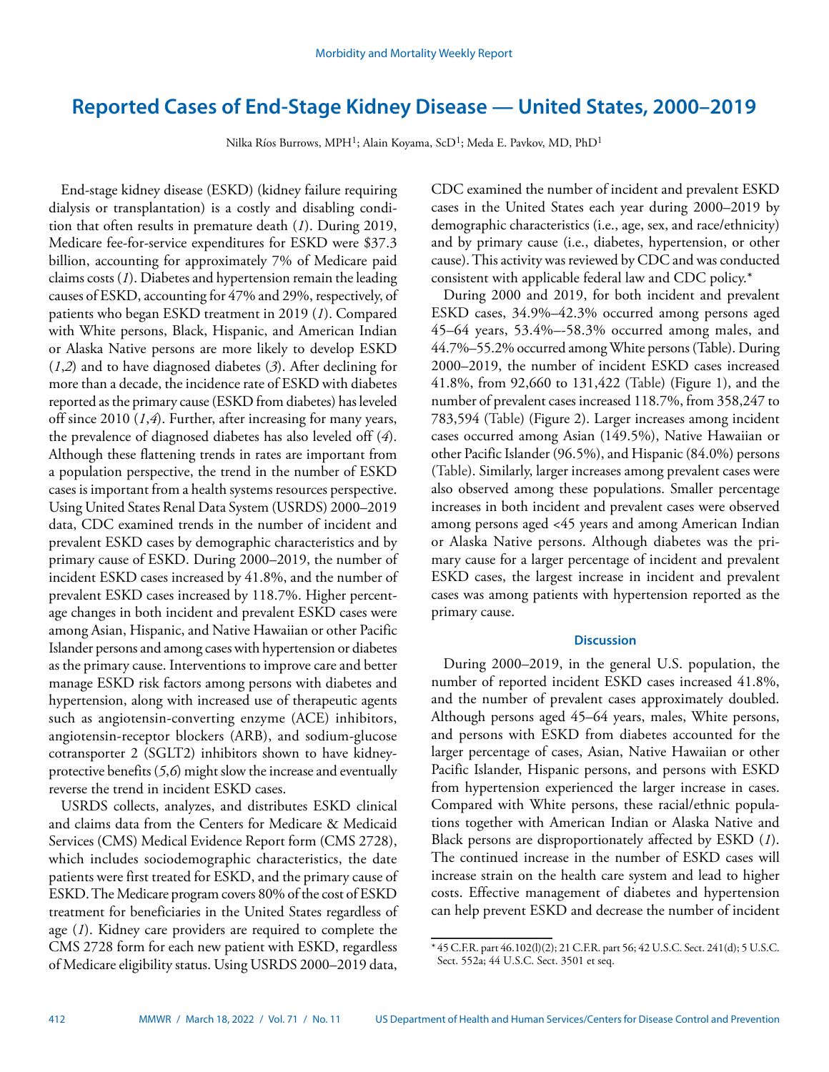# Reported Cases of End-Stage Kidney Disease — United States, 2000–2019

Nilka Ríos Burrows, MPH[1]; Alain Koyama, ScD[1]; Meda E. Pavkov, MD, PhD[1]

End-stage kidney disease (ESKD) (kidney failure requiring dialysis or transplantation) is a costly and disabling condition that often results in premature death (*1*). During 2019, Medicare fee-for-service expenditures for ESKD were $37.3 billion, accounting for approximately 7% of Medicare paid claims costs (*1*). Diabetes and hypertension remain the leading causes of ESKD, accounting for 47% and 29%, respectively, of patients who began ESKD treatment in 2019 (*1*). Compared with White persons, Black, Hispanic, and American Indian or Alaska Native persons are more likely to develop ESKD (*1*,*2*) and to have diagnosed diabetes (*3*). After declining for more than a decade, the incidence rate of ESKD with diabetes reported as the primary cause (ESKD from diabetes) has leveled off since 2010 (*1*,*4*). Further, after increasing for many years, the prevalence of diagnosed diabetes has also leveled off (*4*). Although these flattening trends in rates are important from a population perspective, the trend in the number of ESKD cases is important from a health systems resources perspective. Using United States Renal Data System (USRDS) 2000–2019 data, CDC examined trends in the number of incident and prevalent ESKD cases by demographic characteristics and by primary cause of ESKD. During 2000–2019, the number of incident ESKD cases increased by 41.8%, and the number of prevalent ESKD cases increased by 118.7%. Higher percentage changes in both incident and prevalent ESKD cases were among Asian, Hispanic, and Native Hawaiian or other Pacific Islander persons and among cases with hypertension or diabetes as the primary cause. Interventions to improve care and better manage ESKD risk factors among persons with diabetes and hypertension, along with increased use of therapeutic agents such as angiotensin-converting enzyme (ACE) inhibitors, angiotensin-receptor blockers (ARB), and sodium-glucose cotransporter 2 (SGLT2) inhibitors shown to have kidney-protective benefits (*5*,*6*) might slow the increase and eventually reverse the trend in incident ESKD cases.

USRDS collects, analyzes, and distributes ESKD clinical and claims data from the Centers for Medicare & Medicaid Services (CMS) Medical Evidence Report form (CMS 2728), which includes sociodemographic characteristics, the date patients were first treated for ESKD, and the primary cause of ESKD. The Medicare program covers 80% of the cost of ESKD treatment for beneficiaries in the United States regardless of age (*1*). Kidney care providers are required to complete the CMS 2728 form for each new patient with ESKD, regardless of Medicare eligibility status. Using USRDS 2000–2019 data, CDC examined the number of incident and prevalent ESKD cases in the United States each year during 2000–2019 by demographic characteristics (i.e., age, sex, and race/ethnicity) and by primary cause (i.e., diabetes, hypertension, or other cause). This activity was reviewed by CDC and was conducted consistent with applicable federal law and CDC policy.*

During 2000 and 2019, for both incident and prevalent ESKD cases, 34.9%–42.3% occurred among persons aged 45–64 years, 53.4%–-58.3% occurred among males, and 44.7%–55.2% occurred among White persons (Table). During 2000–2019, the number of incident ESKD cases increased 41.8%, from 92,660 to 131,422 (Table) (Figure 1), and the number of prevalent cases increased 118.7%, from 358,247 to 783,594 (Table) (Figure 2). Larger increases among incident cases occurred among Asian (149.5%), Native Hawaiian or other Pacific Islander (96.5%), and Hispanic (84.0%) persons (Table). Similarly, larger increases among prevalent cases were also observed among these populations. Smaller percentage increases in both incident and prevalent cases were observed among persons aged <45 years and among American Indian or Alaska Native persons. Although diabetes was the primary cause for a larger percentage of incident and prevalent ESKD cases, the largest increase in incident and prevalent cases was among patients with hypertension reported as the primary cause.

## Discussion

During 2000–2019, in the general U.S. population, the number of reported incident ESKD cases increased 41.8%, and the number of prevalent cases approximately doubled. Although persons aged 45–64 years, males, White persons, and persons with ESKD from diabetes accounted for the larger percentage of cases, Asian, Native Hawaiian or other Pacific Islander, Hispanic persons, and persons with ESKD from hypertension experienced the larger increase in cases. Compared with White persons, these racial/ethnic populations together with American Indian or Alaska Native and Black persons are disproportionately affected by ESKD (*1*). The continued increase in the number of ESKD cases will increase strain on the health care system and lead to higher costs. Effective management of diabetes and hypertension can help prevent ESKD and decrease the number of incident

\* 45 C.F.R. part 46.102(l)(2); 21 C.F.R. part 56; 42 U.S.C. Sect. 241(d); 5 U.S.C. Sect. 552a; 44 U.S.C. Sect. 3501 et seq.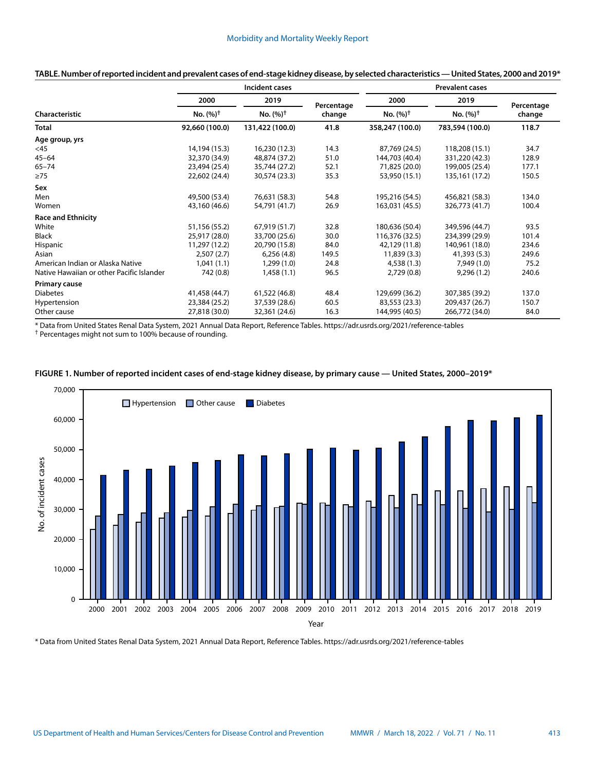**TABLE. Number of reported incident and prevalent cases of end-stage kidney disease, by selected characteristics — United States, 2000 and 2019***

| Characteristic | Incident cases | | | Prevalent cases | | |
|---|---|---|---|---|---|---|
| | 2000 | 2019 | Percentage change | 2000 | 2019 | Percentage change |
| | No. (%)† | No. (%)† | | No. (%)† | No. (%)† | |
| **Total** | **92,660 (100.0)** | **131,422 (100.0)** | **41.8** | **358,247 (100.0)** | **783,594 (100.0)** | **118.7** |
| **Age group, yrs** | | | | | | |
| <45 | 14,194 (15.3) | 16,230 (12.3) | 14.3 | 87,769 (24.5) | 118,208 (15.1) | 34.7 |
| 45–64 | 32,370 (34.9) | 48,874 (37.2) | 51.0 | 144,703 (40.4) | 331,220 (42.3) | 128.9 |
| 65–74 | 23,494 (25.4) | 35,744 (27.2) | 52.1 | 71,825 (20.0) | 199,005 (25.4) | 177.1 |
| ≥75 | 22,602 (24.4) | 30,574 (23.3) | 35.3 | 53,950 (15.1) | 135,161 (17.2) | 150.5 |
| **Sex** | | | | | | |
| Men | 49,500 (53.4) | 76,631 (58.3) | 54.8 | 195,216 (54.5) | 456,821 (58.3) | 134.0 |
| Women | 43,160 (46.6) | 54,791 (41.7) | 26.9 | 163,031 (45.5) | 326,773 (41.7) | 100.4 |
| **Race and Ethnicity** | | | | | | |
| White | 51,156 (55.2) | 67,919 (51.7) | 32.8 | 180,636 (50.4) | 349,596 (44.7) | 93.5 |
| Black | 25,917 (28.0) | 33,700 (25.6) | 30.0 | 116,376 (32.5) | 234,399 (29.9) | 101.4 |
| Hispanic | 11,297 (12.2) | 20,790 (15.8) | 84.0 | 42,129 (11.8) | 140,961 (18.0) | 234.6 |
| Asian | 2,507 (2.7) | 6,256 (4.8) | 149.5 | 11,839 (3.3) | 41,393 (5.3) | 249.6 |
| American Indian or Alaska Native | 1,041 (1.1) | 1,299 (1.0) | 24.8 | 4,538 (1.3) | 7,949 (1.0) | 75.2 |
| Native Hawaiian or other Pacific Islander | 742 (0.8) | 1,458 (1.1) | 96.5 | 2,729 (0.8) | 9,296 (1.2) | 240.6 |
| **Primary cause** | | | | | | |
| Diabetes | 41,458 (44.7) | 61,522 (46.8) | 48.4 | 129,699 (36.2) | 307,385 (39.2) | 137.0 |
| Hypertension | 23,384 (25.2) | 37,539 (28.6) | 60.5 | 83,553 (23.3) | 209,437 (26.7) | 150.7 |
| Other cause | 27,818 (30.0) | 32,361 (24.6) | 16.3 | 144,995 (40.5) | 266,772 (34.0) | 84.0 |

* Data from United States Renal Data System, 2021 Annual Data Report, Reference Tables. https://adr.usrds.org/2021/reference-tables
† Percentages might not sum to 100% because of rounding.

**FIGURE 1. Number of reported incident cases of end-stage kidney disease, by primary cause — United States, 2000–2019***

* Data from United States Renal Data System, 2021 Annual Data Report, Reference Tables. https://adr.usrds.org/2021/reference-tables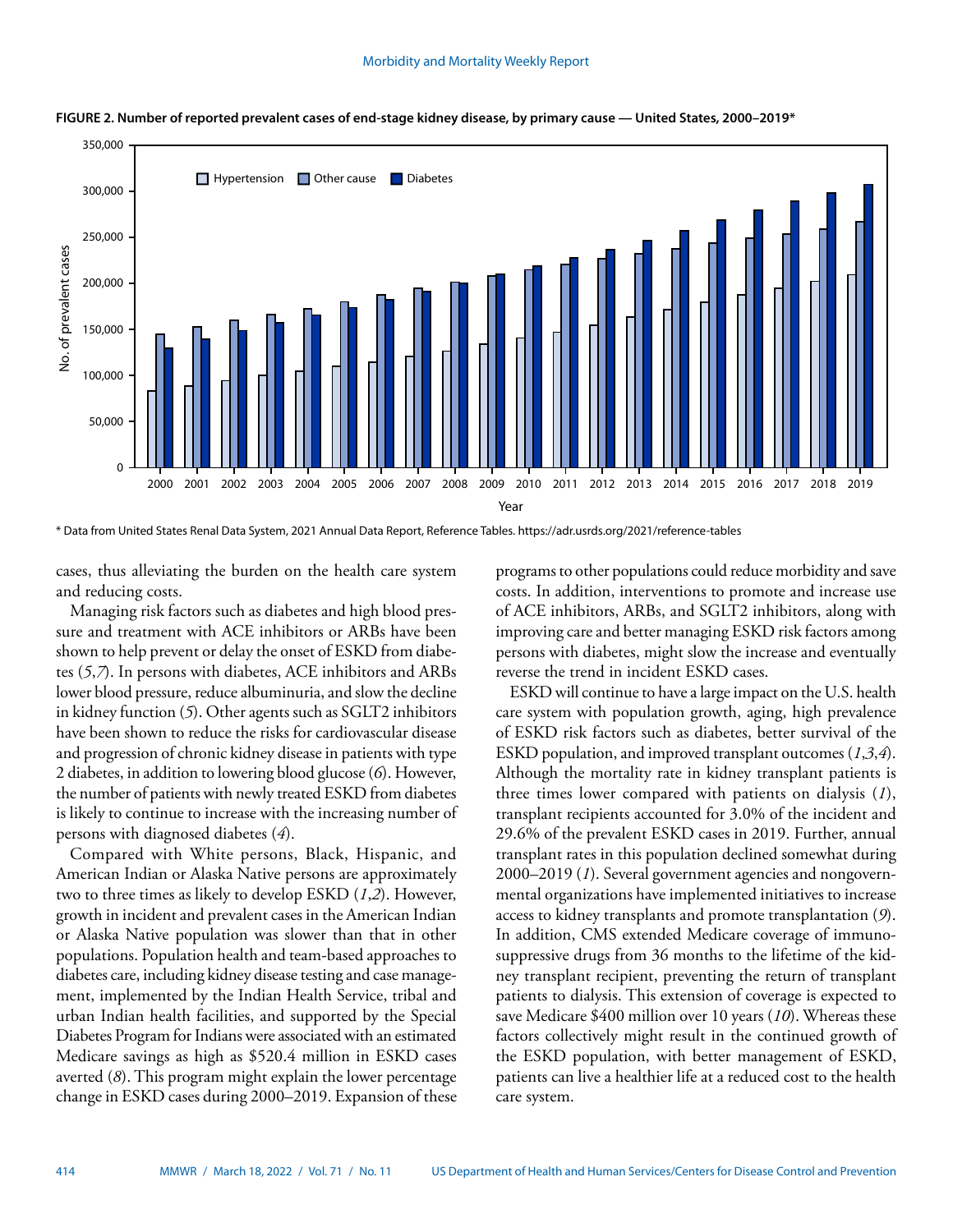**FIGURE 2. Number of reported prevalent cases of end-stage kidney disease, by primary cause — United States, 2000–2019***

* Data from United States Renal Data System, 2021 Annual Data Report, Reference Tables. https://adr.usrds.org/2021/reference-tables

cases, thus alleviating the burden on the health care system and reducing costs.

Managing risk factors such as diabetes and high blood pressure and treatment with ACE inhibitors or ARBs have been shown to help prevent or delay the onset of ESKD from diabetes (*5*,*7*). In persons with diabetes, ACE inhibitors and ARBs lower blood pressure, reduce albuminuria, and slow the decline in kidney function (*5*). Other agents such as SGLT2 inhibitors have been shown to reduce the risks for cardiovascular disease and progression of chronic kidney disease in patients with type 2 diabetes, in addition to lowering blood glucose (*6*). However, the number of patients with newly treated ESKD from diabetes is likely to continue to increase with the increasing number of persons with diagnosed diabetes (*4*).

Compared with White persons, Black, Hispanic, and American Indian or Alaska Native persons are approximately two to three times as likely to develop ESKD (*1*,*2*). However, growth in incident and prevalent cases in the American Indian or Alaska Native population was slower than that in other populations. Population health and team-based approaches to diabetes care, including kidney disease testing and case management, implemented by the Indian Health Service, tribal and urban Indian health facilities, and supported by the Special Diabetes Program for Indians were associated with an estimated Medicare savings as high as $520.4 million in ESKD cases averted (*8*). This program might explain the lower percentage change in ESKD cases during 2000–2019. Expansion of these programs to other populations could reduce morbidity and save costs. In addition, interventions to promote and increase use of ACE inhibitors, ARBs, and SGLT2 inhibitors, along with improving care and better managing ESKD risk factors among persons with diabetes, might slow the increase and eventually reverse the trend in incident ESKD cases.

ESKD will continue to have a large impact on the U.S. health care system with population growth, aging, high prevalence of ESKD risk factors such as diabetes, better survival of the ESKD population, and improved transplant outcomes (*1*,*3*,*4*). Although the mortality rate in kidney transplant patients is three times lower compared with patients on dialysis (*1*), transplant recipients accounted for 3.0% of the incident and 29.6% of the prevalent ESKD cases in 2019. Further, annual transplant rates in this population declined somewhat during 2000–2019 (*1*). Several government agencies and nongovernmental organizations have implemented initiatives to increase access to kidney transplants and promote transplantation (*9*). In addition, CMS extended Medicare coverage of immunosuppressive drugs from 36 months to the lifetime of the kidney transplant recipient, preventing the return of transplant patients to dialysis. This extension of coverage is expected to save Medicare $400 million over 10 years (*10*). Whereas these factors collectively might result in the continued growth of the ESKD population, with better management of ESKD, patients can live a healthier life at a reduced cost to the health care system.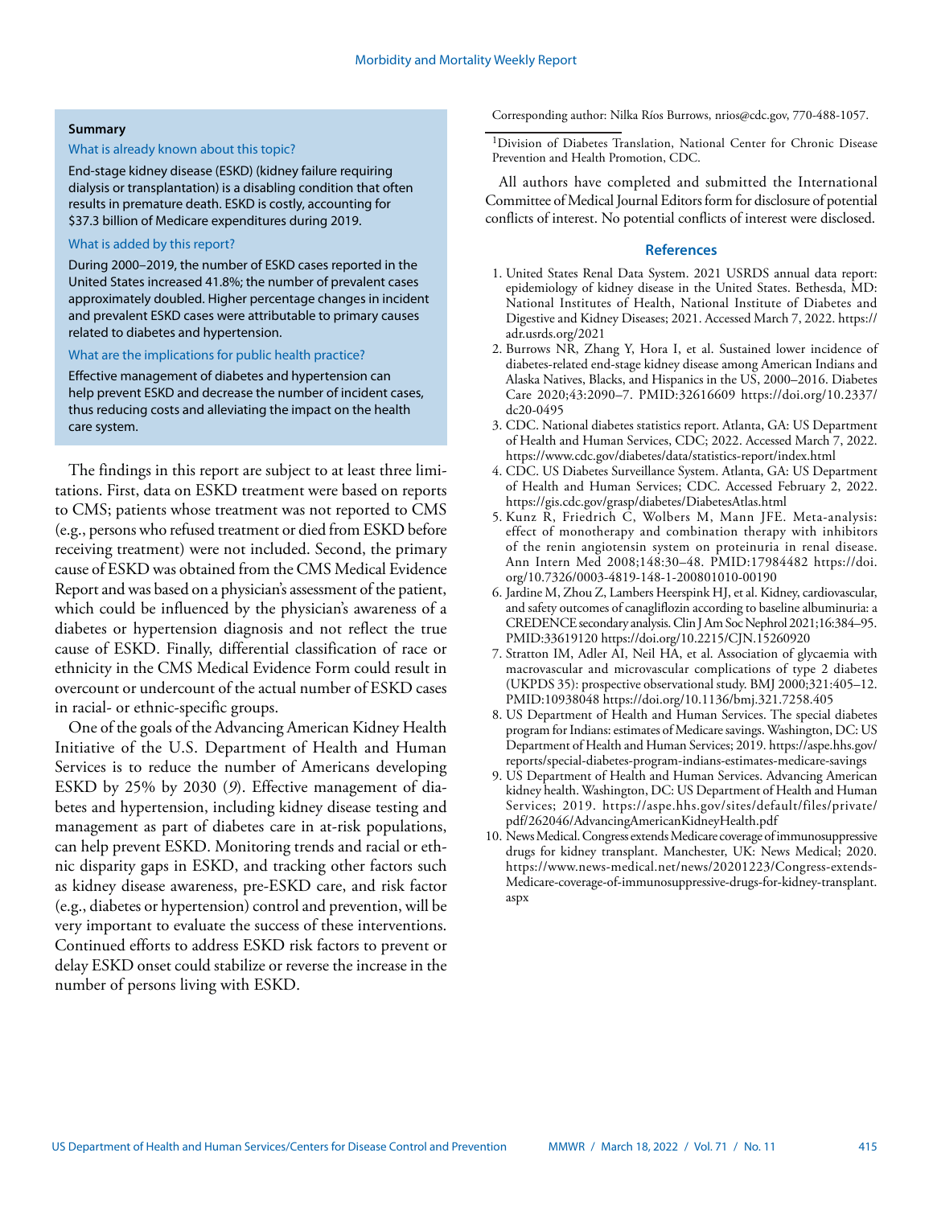**Summary**

What is already known about this topic?

End-stage kidney disease (ESKD) (kidney failure requiring dialysis or transplantation) is a disabling condition that often results in premature death. ESKD is costly, accounting for $37.3 billion of Medicare expenditures during 2019.

What is added by this report?

During 2000–2019, the number of ESKD cases reported in the United States increased 41.8%; the number of prevalent cases approximately doubled. Higher percentage changes in incident and prevalent ESKD cases were attributable to primary causes related to diabetes and hypertension.

What are the implications for public health practice?

Effective management of diabetes and hypertension can help prevent ESKD and decrease the number of incident cases, thus reducing costs and alleviating the impact on the health care system.

The findings in this report are subject to at least three limitations. First, data on ESKD treatment were based on reports to CMS; patients whose treatment was not reported to CMS (e.g., persons who refused treatment or died from ESKD before receiving treatment) were not included. Second, the primary cause of ESKD was obtained from the CMS Medical Evidence Report and was based on a physician's assessment of the patient, which could be influenced by the physician's awareness of a diabetes or hypertension diagnosis and not reflect the true cause of ESKD. Finally, differential classification of race or ethnicity in the CMS Medical Evidence Form could result in overcount or undercount of the actual number of ESKD cases in racial- or ethnic-specific groups.

One of the goals of the Advancing American Kidney Health Initiative of the U.S. Department of Health and Human Services is to reduce the number of Americans developing ESKD by 25% by 2030 (*9*). Effective management of diabetes and hypertension, including kidney disease testing and management as part of diabetes care in at-risk populations, can help prevent ESKD. Monitoring trends and racial or ethnic disparity gaps in ESKD, and tracking other factors such as kidney disease awareness, pre-ESKD care, and risk factor (e.g., diabetes or hypertension) control and prevention, will be very important to evaluate the success of these interventions. Continued efforts to address ESKD risk factors to prevent or delay ESKD onset could stabilize or reverse the increase in the number of persons living with ESKD.

Corresponding author: Nilka Ríos Burrows, nrios@cdc.gov, 770-488-1057.

[1]Division of Diabetes Translation, National Center for Chronic Disease Prevention and Health Promotion, CDC.

All authors have completed and submitted the International Committee of Medical Journal Editors form for disclosure of potential conflicts of interest. No potential conflicts of interest were disclosed.

## References

1. United States Renal Data System. 2021 USRDS annual data report: epidemiology of kidney disease in the United States. Bethesda, MD: National Institutes of Health, National Institute of Diabetes and Digestive and Kidney Diseases; 2021. Accessed March 7, 2022. https://adr.usrds.org/2021
2. Burrows NR, Zhang Y, Hora I, et al. Sustained lower incidence of diabetes-related end-stage kidney disease among American Indians and Alaska Natives, Blacks, and Hispanics in the US, 2000–2016. Diabetes Care 2020;43:2090–7. PMID:32616609 https://doi.org/10.2337/dc20-0495
3. CDC. National diabetes statistics report. Atlanta, GA: US Department of Health and Human Services, CDC; 2022. Accessed March 7, 2022. https://www.cdc.gov/diabetes/data/statistics-report/index.html
4. CDC. US Diabetes Surveillance System. Atlanta, GA: US Department of Health and Human Services; CDC. Accessed February 2, 2022. https://gis.cdc.gov/grasp/diabetes/DiabetesAtlas.html
5. Kunz R, Friedrich C, Wolbers M, Mann JFE. Meta-analysis: effect of monotherapy and combination therapy with inhibitors of the renin angiotensin system on proteinuria in renal disease. Ann Intern Med 2008;148:30–48. PMID:17984482 https://doi.org/10.7326/0003-4819-148-1-200801010-00190
6. Jardine M, Zhou Z, Lambers Heerspink HJ, et al. Kidney, cardiovascular, and safety outcomes of canagliflozin according to baseline albuminuria: a CREDENCE secondary analysis. Clin J Am Soc Nephrol 2021;16:384–95. PMID:33619120 https://doi.org/10.2215/CJN.15260920
7. Stratton IM, Adler AI, Neil HA, et al. Association of glycaemia with macrovascular and microvascular complications of type 2 diabetes (UKPDS 35): prospective observational study. BMJ 2000;321:405–12. PMID:10938048 https://doi.org/10.1136/bmj.321.7258.405
8. US Department of Health and Human Services. The special diabetes program for Indians: estimates of Medicare savings. Washington, DC: US Department of Health and Human Services; 2019. https://aspe.hhs.gov/reports/special-diabetes-program-indians-estimates-medicare-savings
9. US Department of Health and Human Services. Advancing American kidney health. Washington, DC: US Department of Health and Human Services; 2019. https://aspe.hhs.gov/sites/default/files/private/pdf/262046/AdvancingAmericanKidneyHealth.pdf
10. News Medical. Congress extends Medicare coverage of immunosuppressive drugs for kidney transplant. Manchester, UK: News Medical; 2020. https://www.news-medical.net/news/20201223/Congress-extends-Medicare-coverage-of-immunosuppressive-drugs-for-kidney-transplant.aspx